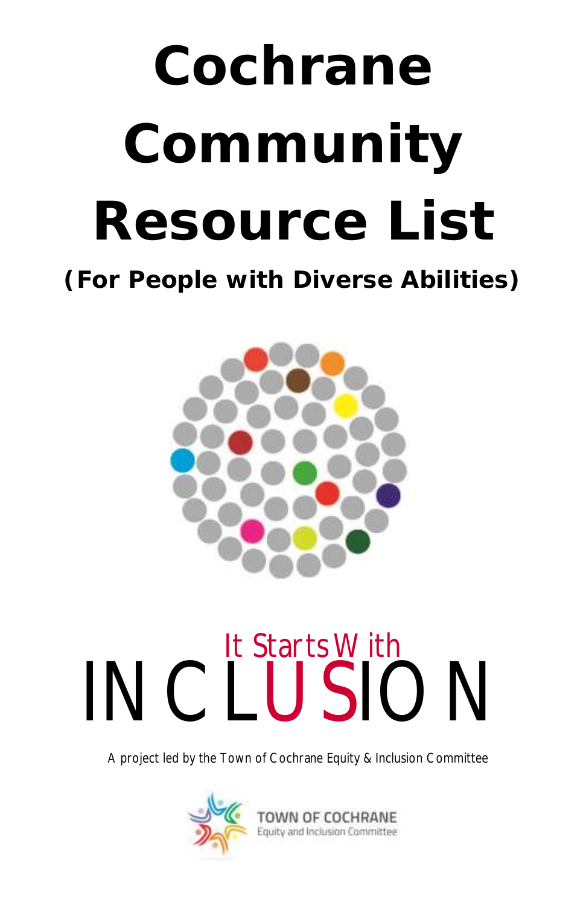# Cochrane Community Resource List

**(For People with Diverse Abilities)**

It Starts With

INCLUSION

A project led by the Town of Cochrane Equity & Inclusion Committee

TOWN OF COCHRANE
Equity and Inclusion Committee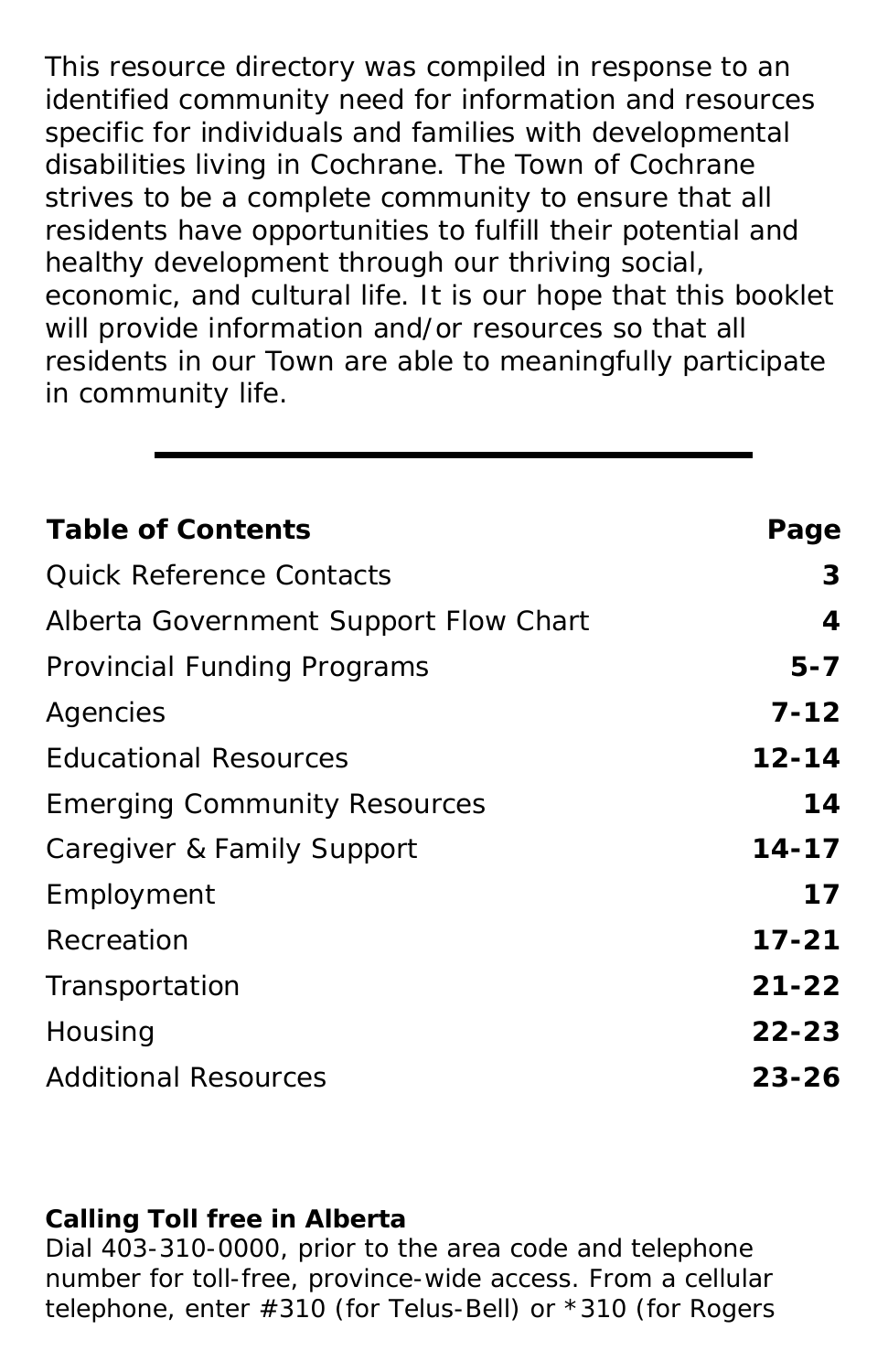This resource directory was compiled in response to an identified community need for information and resources specific for individuals and families with developmental disabilities living in Cochrane. The Town of Cochrane strives to be a complete community to ensure that all residents have opportunities to fulfill their potential and healthy development through our thriving social, economic, and cultural life. It is our hope that this booklet will provide information and/or resources so that all residents in our Town are able to meaningfully participate in community life.

---

| **Table of Contents** | **Page** |
|---|---|
| Quick Reference Contacts | **3** |
| Alberta Government Support Flow Chart | **4** |
| Provincial Funding Programs | **5-7** |
| Agencies | **7-12** |
| Educational Resources | **12-14** |
| Emerging Community Resources | **14** |
| Caregiver & Family Support | **14-17** |
| Employment | **17** |
| Recreation | **17-21** |
| Transportation | **21-22** |
| Housing | **22-23** |
| Additional Resources | **23-26** |

**Calling Toll free in Alberta**
Dial 403-310-0000, prior to the area code and telephone number for toll-free, province-wide access. From a cellular telephone, enter #310 (for Telus-Bell) or *310 (for Rogers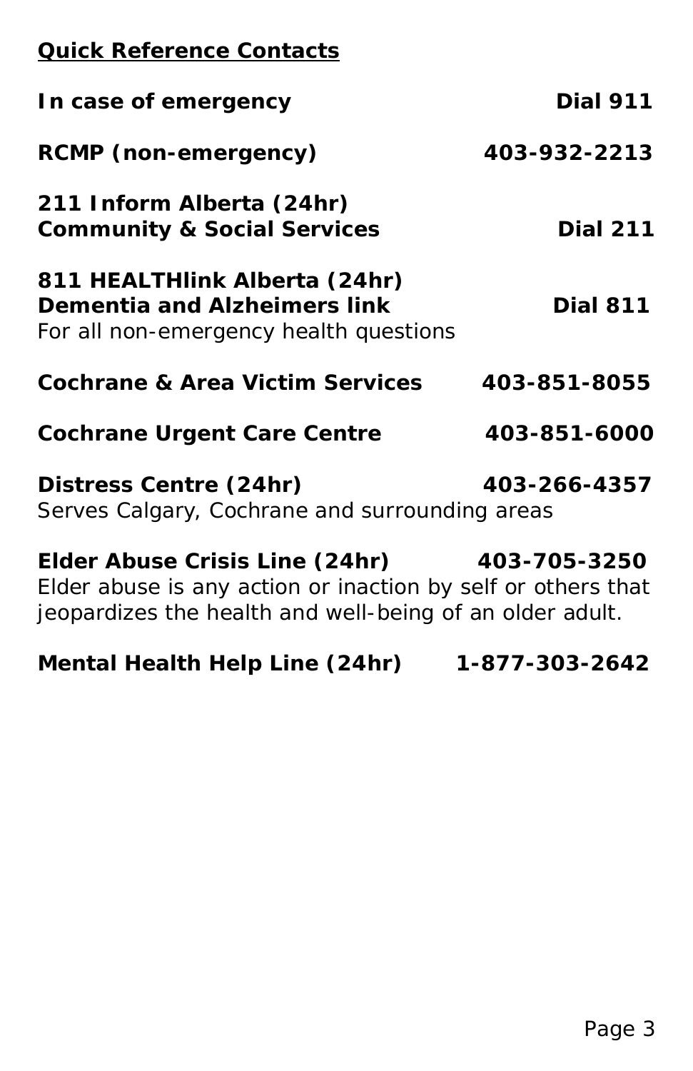## Quick Reference Contacts

**In case of emergency** **Dial 911**

**RCMP (non-emergency)** **403-932-2213**

**211 Inform Alberta (24hr)**
**Community & Social Services** **Dial 211**

**811 HEALTHlink Alberta (24hr)**
**Dementia and Alzheimers link** **Dial 811**
For all non-emergency health questions

**Cochrane & Area Victim Services** **403-851-8055**

**Cochrane Urgent Care Centre** **403-851-6000**

**Distress Centre (24hr)** **403-266-4357**
Serves Calgary, Cochrane and surrounding areas

**Elder Abuse Crisis Line (24hr)** **403-705-3250**
Elder abuse is any action or inaction by self or others that jeopardizes the health and well-being of an older adult.

**Mental Health Help Line (24hr)** **1-877-303-2642**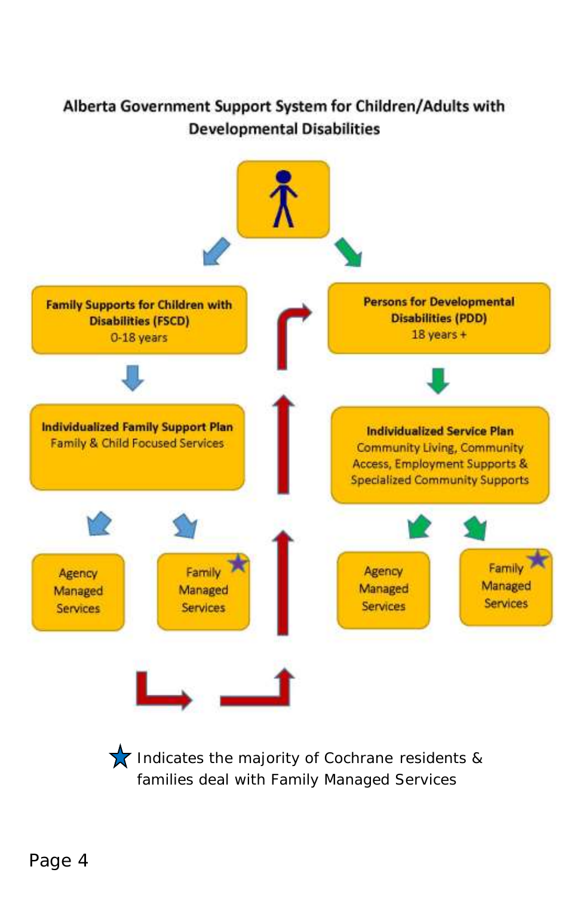## Alberta Government Support System for Children/Adults with Developmental Disabilities

**Family Supports for Children with Disabilities (FSCD)**
0-18 years

**Individualized Family Support Plan**
Family & Child Focused Services

- Agency Managed Services
- Family Managed Services ★

**Persons for Developmental Disabilities (PDD)**
18 years +

**Individualized Service Plan**
Community Living, Community Access, Employment Supports & Specialized Community Supports

- Agency Managed Services
- Family Managed Services ★

★ Indicates the majority of Cochrane residents & families deal with Family Managed Services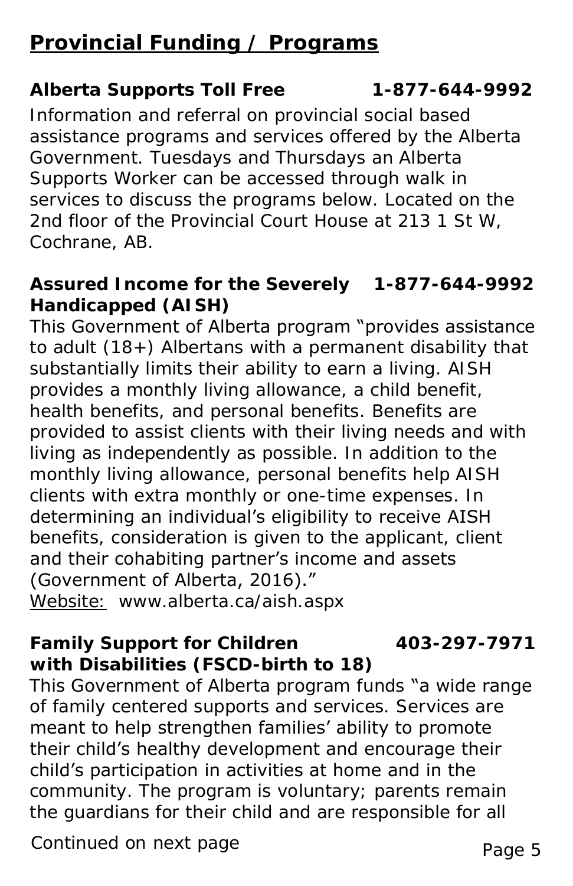## Provincial Funding / Programs

**Alberta Supports Toll Free** **1-877-644-9992**

Information and referral on provincial social based assistance programs and services offered by the Alberta Government. Tuesdays and Thursdays an Alberta Supports Worker can be accessed through walk in services to discuss the programs below. Located on the 2nd floor of the Provincial Court House at 213 1 St W, Cochrane, AB.

**Assured Income for the Severely Handicapped (AISH)** **1-877-644-9992**

This Government of Alberta program "provides assistance to adult (18+) Albertans with a permanent disability that substantially limits their ability to earn a living. AISH provides a monthly living allowance, a child benefit, health benefits, and personal benefits. Benefits are provided to assist clients with their living needs and with living as independently as possible. In addition to the monthly living allowance, personal benefits help AISH clients with extra monthly or one-time expenses. In determining an individual's eligibility to receive AISH benefits, consideration is given to the applicant, client and their cohabiting partner's income and assets (Government of Alberta, 2016)."

Website: www.alberta.ca/aish.aspx

**Family Support for Children with Disabilities (FSCD-birth to 18)** **403-297-7971**

This Government of Alberta program funds "a wide range of family centered supports and services. Services are meant to help strengthen families' ability to promote their child's healthy development and encourage their child's participation in activities at home and in the community. The program is voluntary; parents remain the guardians for their child and are responsible for all

Continued on next page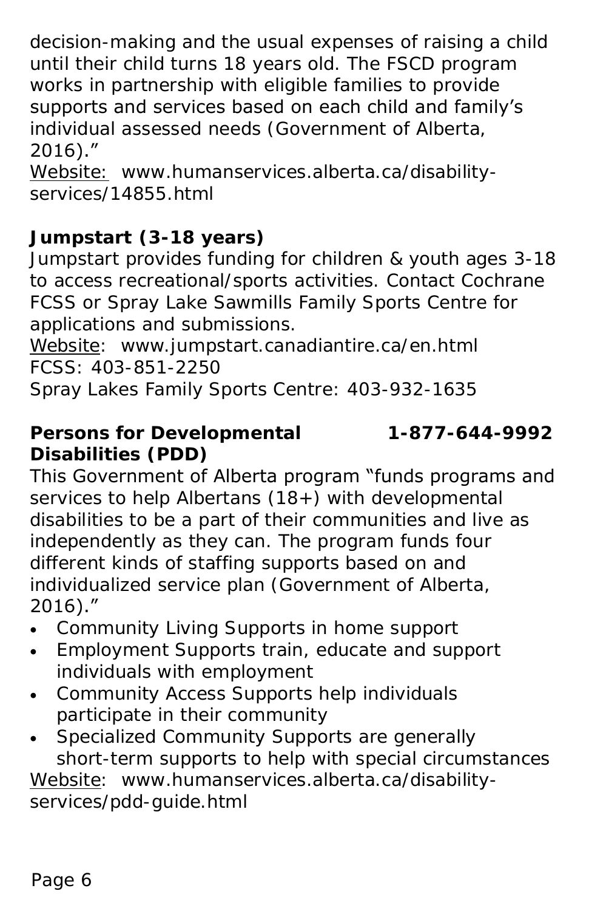decision-making and the usual expenses of raising a child until their child turns 18 years old. The FSCD program works in partnership with eligible families to provide supports and services based on each child and family's individual assessed needs (Government of Alberta, 2016)."

Website: www.humanservices.alberta.ca/disability-services/14855.html

**Jumpstart (3-18 years)**

Jumpstart provides funding for children & youth ages 3-18 to access recreational/sports activities. Contact Cochrane FCSS or Spray Lake Sawmills Family Sports Centre for applications and submissions.

Website: www.jumpstart.canadiantire.ca/en.html
FCSS: 403-851-2250
Spray Lakes Family Sports Centre: 403-932-1635

**Persons for Developmental Disabilities (PDD)** **1-877-644-9992**

This Government of Alberta program "funds programs and services to help Albertans (18+) with developmental disabilities to be a part of their communities and live as independently as they can. The program funds four different kinds of staffing supports based on and individualized service plan (Government of Alberta, 2016)."

- Community Living Supports in home support
- Employment Supports train, educate and support individuals with employment
- Community Access Supports help individuals participate in their community
- Specialized Community Supports are generally short-term supports to help with special circumstances

Website: www.humanservices.alberta.ca/disability-services/pdd-guide.html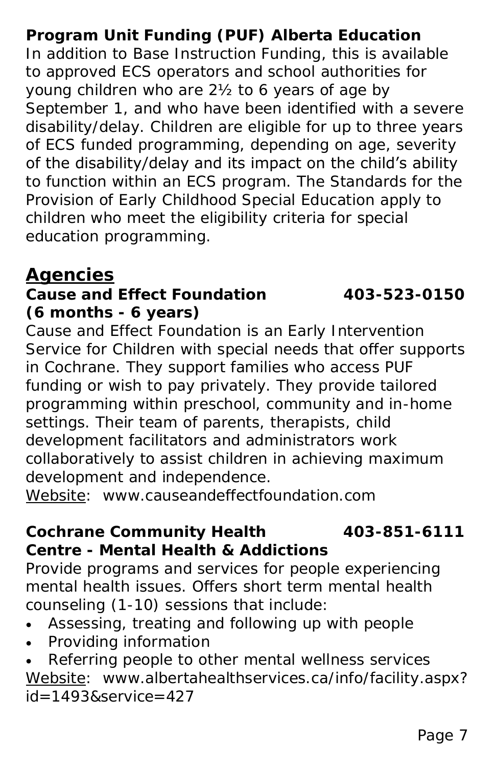**Program Unit Funding (PUF) Alberta Education**

In addition to Base Instruction Funding, this is available to approved ECS operators and school authorities for young children who are 2½ to 6 years of age by September 1, and who have been identified with a severe disability/delay. Children are eligible for up to three years of ECS funded programming, depending on age, severity of the disability/delay and its impact on the child's ability to function within an ECS program. The Standards for the Provision of Early Childhood Special Education apply to children who meet the eligibility criteria for special education programming.

## Agencies

**Cause and Effect Foundation 403-523-0150**
**(6 months - 6 years)**

Cause and Effect Foundation is an Early Intervention Service for Children with special needs that offer supports in Cochrane. They support families who access PUF funding or wish to pay privately. They provide tailored programming within preschool, community and in-home settings. Their team of parents, therapists, child development facilitators and administrators work collaboratively to assist children in achieving maximum development and independence.

Website: www.causeandeffectfoundation.com

**Cochrane Community Health Centre - Mental Health & Addictions 403-851-6111**

Provide programs and services for people experiencing mental health issues. Offers short term mental health counseling (1-10) sessions that include:

- Assessing, treating and following up with people
- Providing information
- Referring people to other mental wellness services

Website: www.albertahealthservices.ca/info/facility.aspx?id=1493&service=427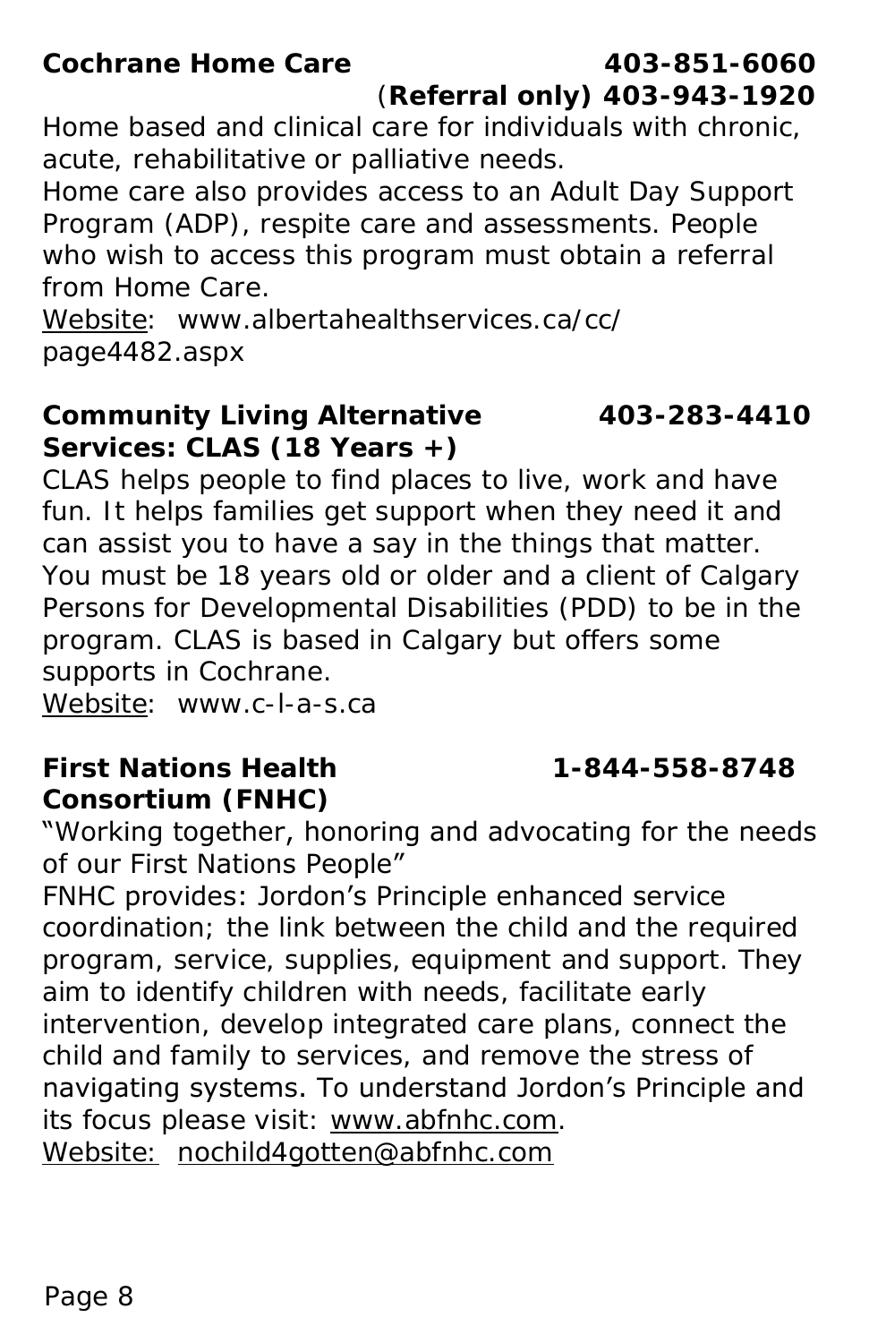**Cochrane Home Care** **403-851-6060**
**(Referral only) 403-943-1920**

Home based and clinical care for individuals with chronic, acute, rehabilitative or palliative needs.
Home care also provides access to an Adult Day Support Program (ADP), respite care and assessments. People who wish to access this program must obtain a referral from Home Care.
Website: www.albertahealthservices.ca/cc/page4482.aspx

**Community Living Alternative Services: CLAS (18 Years +)** **403-283-4410**

CLAS helps people to find places to live, work and have fun. It helps families get support when they need it and can assist you to have a say in the things that matter. You must be 18 years old or older and a client of Calgary Persons for Developmental Disabilities (PDD) to be in the program. CLAS is based in Calgary but offers some supports in Cochrane.
Website: www.c-l-a-s.ca

**First Nations Health Consortium (FNHC)** **1-844-558-8748**

"Working together, honoring and advocating for the needs of our First Nations People"
FNHC provides: Jordon's Principle enhanced service coordination; the link between the child and the required program, service, supplies, equipment and support. They aim to identify children with needs, facilitate early intervention, develop integrated care plans, connect the child and family to services, and remove the stress of navigating systems. To understand Jordon's Principle and its focus please visit: www.abfnhc.com.
Website: nochild4gotten@abfnhc.com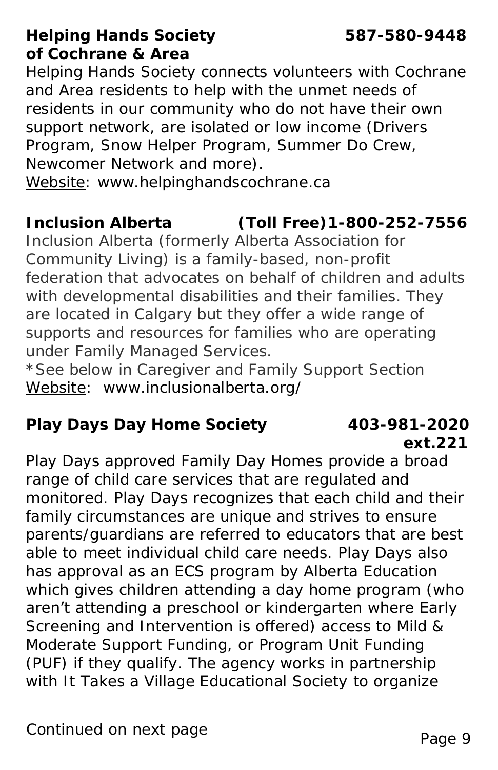**Helping Hands Society of Cochrane & Area** **587-580-9448**

Helping Hands Society connects volunteers with Cochrane and Area residents to help with the unmet needs of residents in our community who do not have their own support network, are isolated or low income (Drivers Program, Snow Helper Program, Summer Do Crew, Newcomer Network and more).
Website: www.helpinghandscochrane.ca

**Inclusion Alberta** **(Toll Free)1-800-252-7556**

Inclusion Alberta (formerly Alberta Association for Community Living) is a family-based, non-profit federation that advocates on behalf of children and adults with developmental disabilities and their families. They are located in Calgary but they offer a wide range of supports and resources for families who are operating under Family Managed Services.
*See below in Caregiver and Family Support Section
Website: www.inclusionalberta.org/

**Play Days Day Home Society** **403-981-2020 ext.221**

Play Days approved Family Day Homes provide a broad range of child care services that are regulated and monitored. Play Days recognizes that each child and their family circumstances are unique and strives to ensure parents/guardians are referred to educators that are best able to meet individual child care needs. Play Days also has approval as an ECS program by Alberta Education which gives children attending a day home program (who aren't attending a preschool or kindergarten where Early Screening and Intervention is offered) access to Mild & Moderate Support Funding, or Program Unit Funding (PUF) if they qualify. The agency works in partnership with It Takes a Village Educational Society to organize

Continued on next page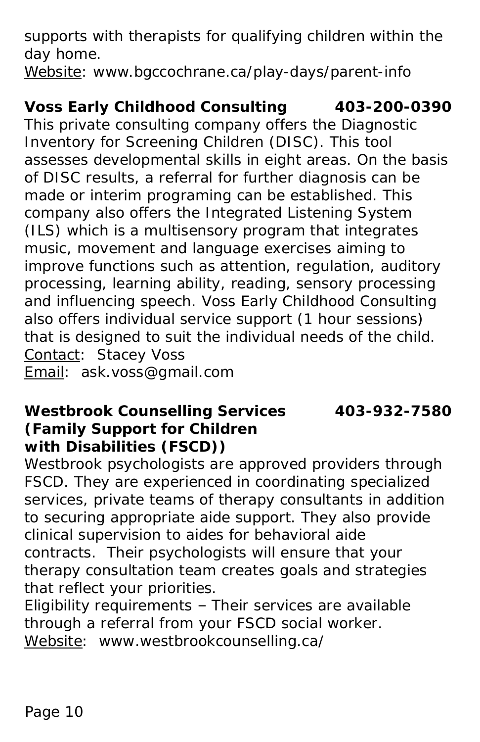supports with therapists for qualifying children within the day home.
Website: www.bgccochrane.ca/play-days/parent-info

**Voss Early Childhood Consulting 403-200-0390**

This private consulting company offers the Diagnostic Inventory for Screening Children (DISC). This tool assesses developmental skills in eight areas. On the basis of DISC results, a referral for further diagnosis can be made or interim programing can be established. This company also offers the Integrated Listening System (ILS) which is a multisensory program that integrates music, movement and language exercises aiming to improve functions such as attention, regulation, auditory processing, learning ability, reading, sensory processing and influencing speech. Voss Early Childhood Consulting also offers individual service support (1 hour sessions) that is designed to suit the individual needs of the child.
Contact: Stacey Voss
Email: ask.voss@gmail.com

**Westbrook Counselling Services 403-932-7580**
**(Family Support for Children with Disabilities (FSCD))**

Westbrook psychologists are approved providers through FSCD. They are experienced in coordinating specialized services, private teams of therapy consultants in addition to securing appropriate aide support. They also provide clinical supervision to aides for behavioral aide contracts. Their psychologists will ensure that your therapy consultation team creates goals and strategies that reflect your priorities.
Eligibility requirements – Their services are available through a referral from your FSCD social worker.
Website: www.westbrookcounselling.ca/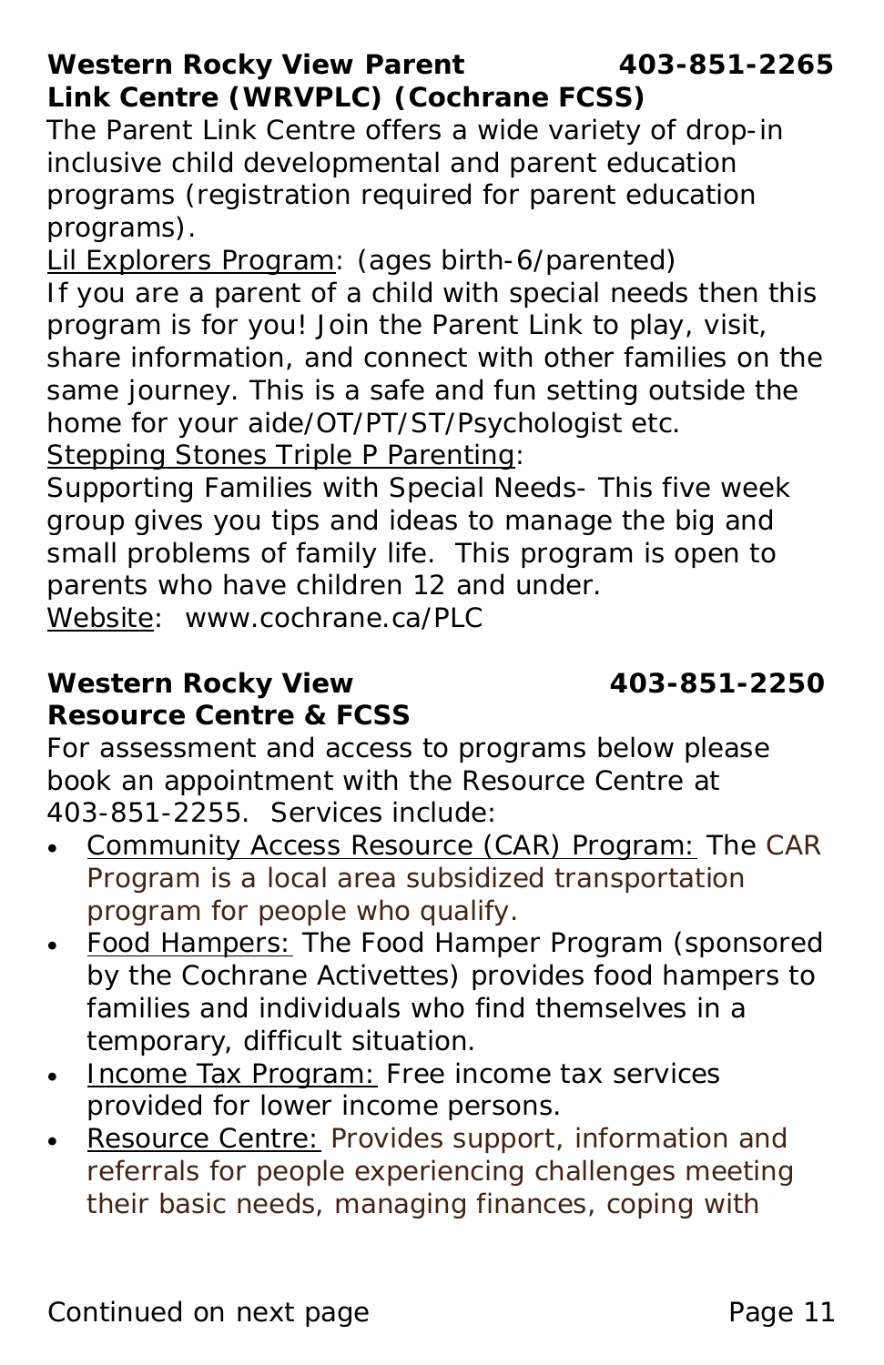**Western Rocky View Parent Link Centre (WRVPLC) (Cochrane FCSS)** **403-851-2265**

The Parent Link Centre offers a wide variety of drop-in inclusive child developmental and parent education programs (registration required for parent education programs).

Lil Explorers Program: (ages birth-6/parented)
If you are a parent of a child with special needs then this program is for you! Join the Parent Link to play, visit, share information, and connect with other families on the same journey. This is a safe and fun setting outside the home for your aide/OT/PT/ST/Psychologist etc.

Stepping Stones Triple P Parenting:
Supporting Families with Special Needs- This five week group gives you tips and ideas to manage the big and small problems of family life. This program is open to parents who have children 12 and under.

Website: www.cochrane.ca/PLC

**Western Rocky View Resource Centre & FCSS** **403-851-2250**

For assessment and access to programs below please book an appointment with the Resource Centre at 403-851-2255. Services include:

- Community Access Resource (CAR) Program: The CAR Program is a local area subsidized transportation program for people who qualify.
- Food Hampers: The Food Hamper Program (sponsored by the Cochrane Activettes) provides food hampers to families and individuals who find themselves in a temporary, difficult situation.
- Income Tax Program: Free income tax services provided for lower income persons.
- Resource Centre: Provides support, information and referrals for people experiencing challenges meeting their basic needs, managing finances, coping with

Continued on next page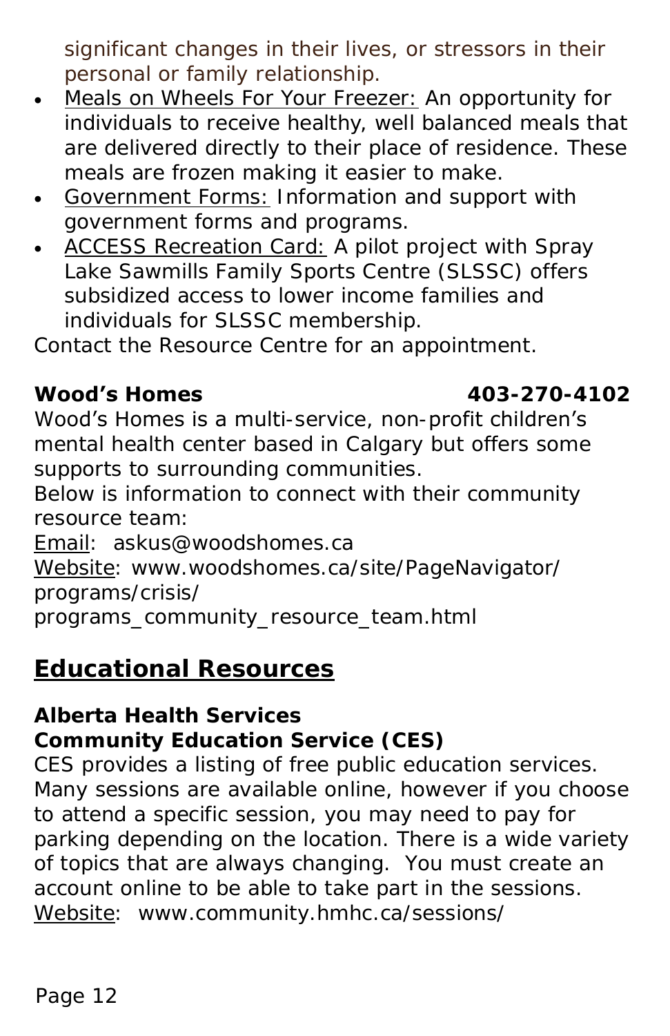significant changes in their lives, or stressors in their personal or family relationship.

- Meals on Wheels For Your Freezer: An opportunity for individuals to receive healthy, well balanced meals that are delivered directly to their place of residence. These meals are frozen making it easier to make.
- Government Forms: Information and support with government forms and programs.
- ACCESS Recreation Card: A pilot project with Spray Lake Sawmills Family Sports Centre (SLSSC) offers subsidized access to lower income families and individuals for SLSSC membership.

Contact the Resource Centre for an appointment.

**Wood's Homes** **403-270-4102**

Wood's Homes is a multi-service, non-profit children's mental health center based in Calgary but offers some supports to surrounding communities.

Below is information to connect with their community resource team:

Email: askus@woodshomes.ca

Website: www.woodshomes.ca/site/PageNavigator/programs/crisis/programs_community_resource_team.html

## Educational Resources

**Alberta Health Services**
**Community Education Service (CES)**

CES provides a listing of free public education services. Many sessions are available online, however if you choose to attend a specific session, you may need to pay for parking depending on the location. There is a wide variety of topics that are always changing. You must create an account online to be able to take part in the sessions.

Website: www.community.hmhc.ca/sessions/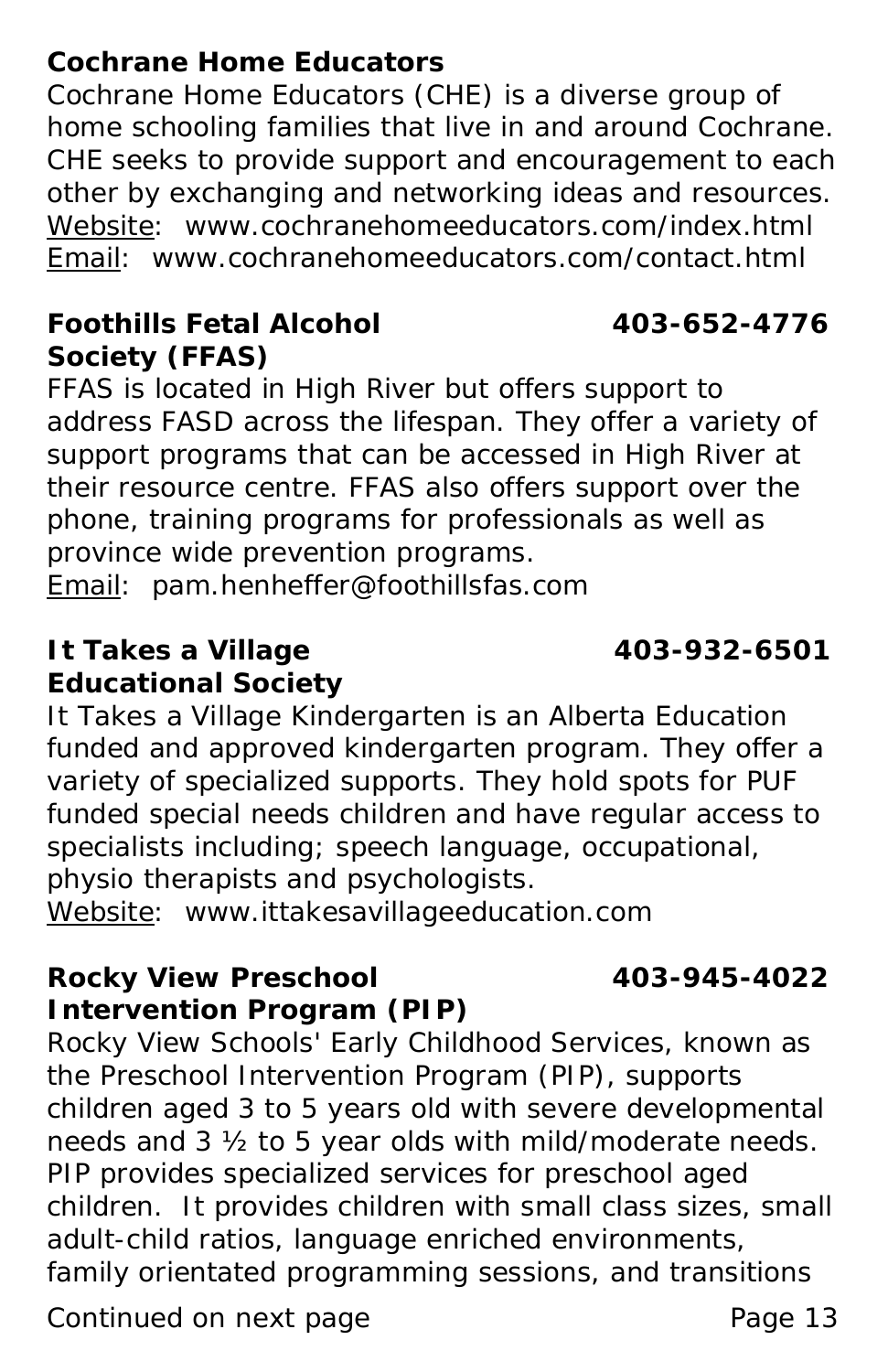**Cochrane Home Educators**

Cochrane Home Educators (CHE) is a diverse group of home schooling families that live in and around Cochrane. CHE seeks to provide support and encouragement to each other by exchanging and networking ideas and resources.
Website: www.cochranehomeeducators.com/index.html
Email: www.cochranehomeeducators.com/contact.html

**Foothills Fetal Alcohol Society (FFAS)** **403-652-4776**

FFAS is located in High River but offers support to address FASD across the lifespan. They offer a variety of support programs that can be accessed in High River at their resource centre. FFAS also offers support over the phone, training programs for professionals as well as province wide prevention programs.
Email: pam.henheffer@foothillsfas.com

**It Takes a Village Educational Society** **403-932-6501**

It Takes a Village Kindergarten is an Alberta Education funded and approved kindergarten program. They offer a variety of specialized supports. They hold spots for PUF funded special needs children and have regular access to specialists including; speech language, occupational, physio therapists and psychologists.
Website: www.ittakesavillageeducation.com

**Rocky View Preschool Intervention Program (PIP)** **403-945-4022**

Rocky View Schools' Early Childhood Services, known as the Preschool Intervention Program (PIP), supports children aged 3 to 5 years old with severe developmental needs and 3 ½ to 5 year olds with mild/moderate needs. PIP provides specialized services for preschool aged children. It provides children with small class sizes, small adult-child ratios, language enriched environments, family orientated programming sessions, and transitions

Continued on next page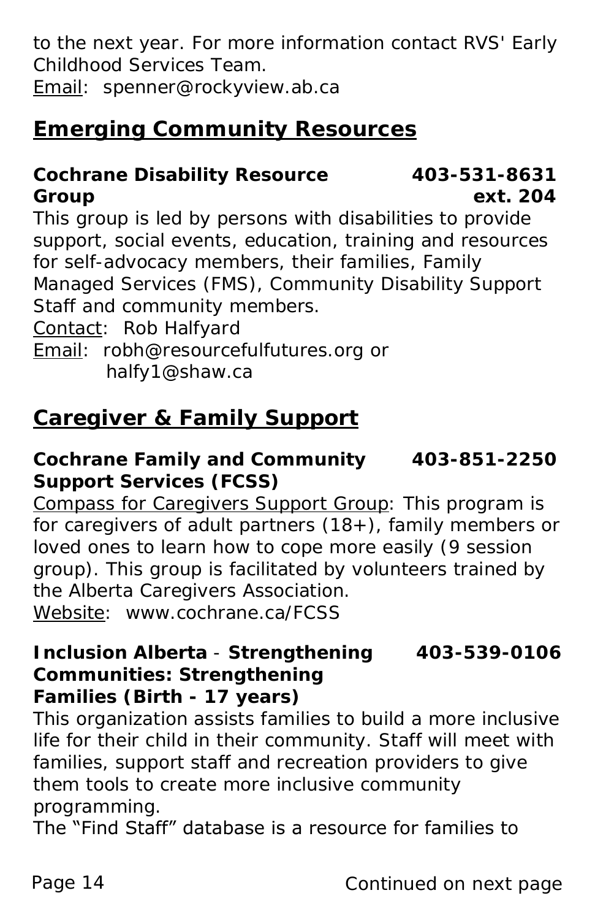to the next year. For more information contact RVS' Early Childhood Services Team.
Email: spenner@rockyview.ab.ca

## Emerging Community Resources

**Cochrane Disability Resource Group** **403-531-8631 ext. 204**

This group is led by persons with disabilities to provide support, social events, education, training and resources for self-advocacy members, their families, Family Managed Services (FMS), Community Disability Support Staff and community members.
Contact: Rob Halfyard
Email: robh@resourcefulfutures.org or
halfy1@shaw.ca

## Caregiver & Family Support

**Cochrane Family and Community Support Services (FCSS)** **403-851-2250**

Compass for Caregivers Support Group: This program is for caregivers of adult partners (18+), family members or loved ones to learn how to cope more easily (9 session group). This group is facilitated by volunteers trained by the Alberta Caregivers Association.
Website: www.cochrane.ca/FCSS

**Inclusion Alberta - Strengthening Communities: Strengthening Families (Birth - 17 years)** **403-539-0106**

This organization assists families to build a more inclusive life for their child in their community. Staff will meet with families, support staff and recreation providers to give them tools to create more inclusive community programming.
The "Find Staff" database is a resource for families to

Continued on next page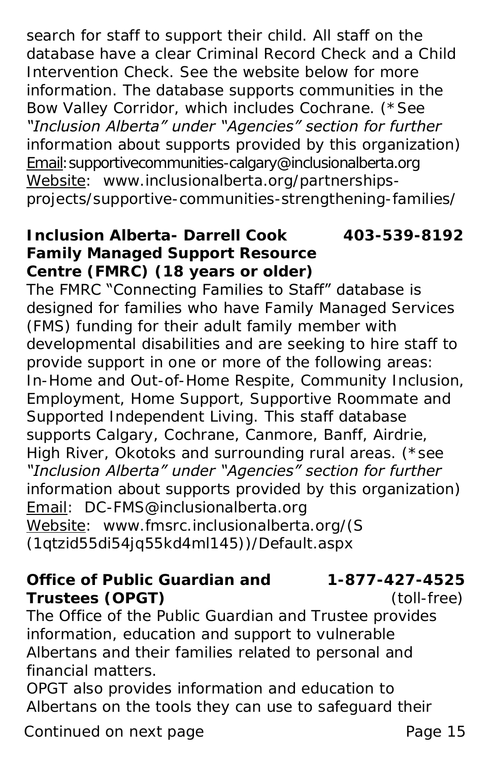search for staff to support their child. All staff on the database have a clear Criminal Record Check and a Child Intervention Check. See the website below for more information. The database supports communities in the Bow Valley Corridor, which includes Cochrane. (*See *"Inclusion Alberta" under "Agencies" section for further* information about supports provided by this organization)
Email: supportivecommunities-calgary@inclusionalberta.org
Website: www.inclusionalberta.org/partnerships-projects/supportive-communities-strengthening-families/

**Inclusion Alberta- Darrell Cook Family Managed Support Resource Centre (FMRC) (18 years or older)** **403-539-8192**

The FMRC "Connecting Families to Staff" database is designed for families who have Family Managed Services (FMS) funding for their adult family member with developmental disabilities and are seeking to hire staff to provide support in one or more of the following areas: In-Home and Out-of-Home Respite, Community Inclusion, Employment, Home Support, Supportive Roommate and Supported Independent Living. This staff database supports Calgary, Cochrane, Canmore, Banff, Airdrie, High River, Okotoks and surrounding rural areas. (*see *"Inclusion Alberta" under "Agencies" section for further* information about supports provided by this organization)
Email: DC-FMS@inclusionalberta.org
Website: www.fmsrc.inclusionalberta.org/(S(1qtzid55di54jq55kd4ml145))/Default.aspx

**Office of Public Guardian and Trustees (OPGT)** **1-877-427-4525** (toll-free)

The Office of the Public Guardian and Trustee provides information, education and support to vulnerable Albertans and their families related to personal and financial matters.
OPGT also provides information and education to Albertans on the tools they can use to safeguard their

Continued on next page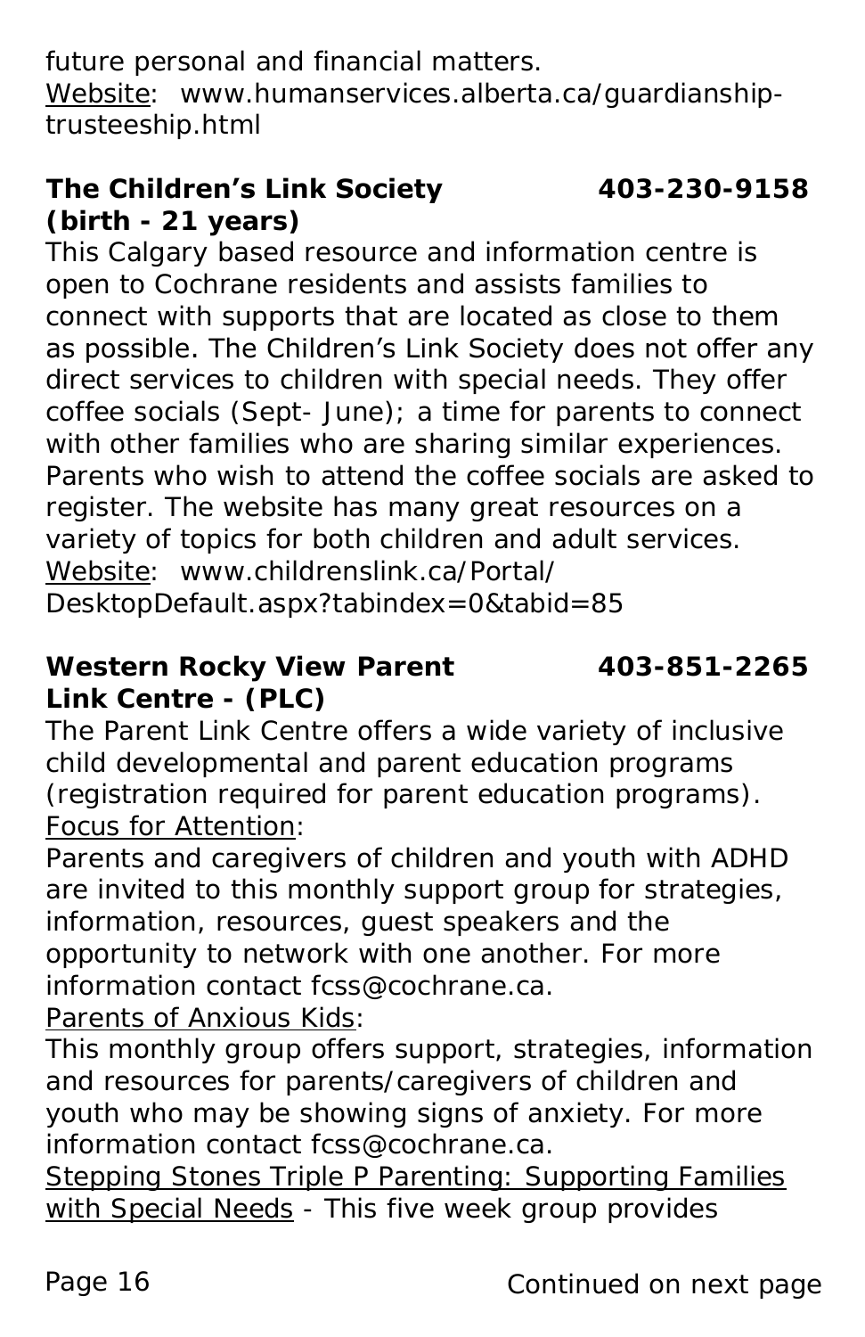future personal and financial matters.
Website: www.humanservices.alberta.ca/guardianship-trusteeship.html

**The Children's Link Society 403-230-9158**
**(birth - 21 years)**

This Calgary based resource and information centre is open to Cochrane residents and assists families to connect with supports that are located as close to them as possible. The Children's Link Society does not offer any direct services to children with special needs. They offer coffee socials (Sept- June); a time for parents to connect with other families who are sharing similar experiences. Parents who wish to attend the coffee socials are asked to register. The website has many great resources on a variety of topics for both children and adult services.
Website: www.childrenslink.ca/Portal/DesktopDefault.aspx?tabindex=0&tabid=85

**Western Rocky View Parent Link Centre - (PLC) 403-851-2265**

The Parent Link Centre offers a wide variety of inclusive child developmental and parent education programs (registration required for parent education programs).

Focus for Attention:
Parents and caregivers of children and youth with ADHD are invited to this monthly support group for strategies, information, resources, guest speakers and the opportunity to network with one another. For more information contact fcss@cochrane.ca.

Parents of Anxious Kids:
This monthly group offers support, strategies, information and resources for parents/caregivers of children and youth who may be showing signs of anxiety. For more information contact fcss@cochrane.ca.

Stepping Stones Triple P Parenting: Supporting Families with Special Needs - This five week group provides

Continued on next page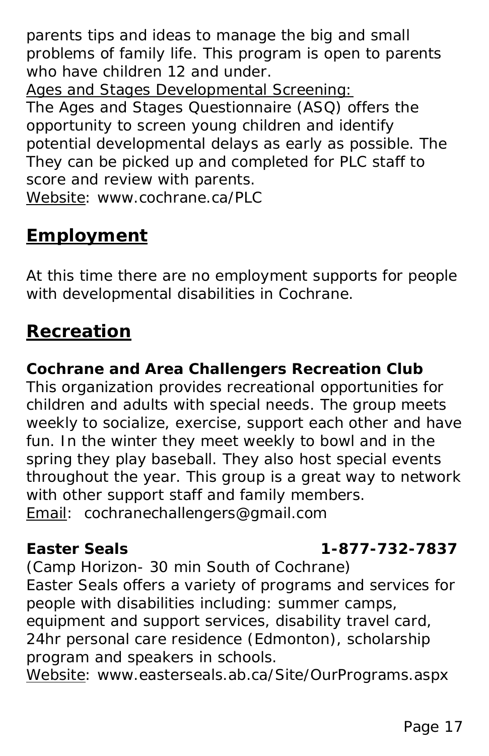parents tips and ideas to manage the big and small problems of family life. This program is open to parents who have children 12 and under.

Ages and Stages Developmental Screening:

The Ages and Stages Questionnaire (ASQ) offers the opportunity to screen young children and identify potential developmental delays as early as possible. The They can be picked up and completed for PLC staff to score and review with parents.

Website: www.cochrane.ca/PLC

## Employment

At this time there are no employment supports for people with developmental disabilities in Cochrane.

## Recreation

**Cochrane and Area Challengers Recreation Club**

This organization provides recreational opportunities for children and adults with special needs. The group meets weekly to socialize, exercise, support each other and have fun. In the winter they meet weekly to bowl and in the spring they play baseball. They also host special events throughout the year. This group is a great way to network with other support staff and family members.

Email: cochranechallengers@gmail.com

**Easter Seals** **1-877-732-7837**

(Camp Horizon- 30 min South of Cochrane)

Easter Seals offers a variety of programs and services for people with disabilities including: summer camps, equipment and support services, disability travel card, 24hr personal care residence (Edmonton), scholarship program and speakers in schools.

Website: www.easterseals.ab.ca/Site/OurPrograms.aspx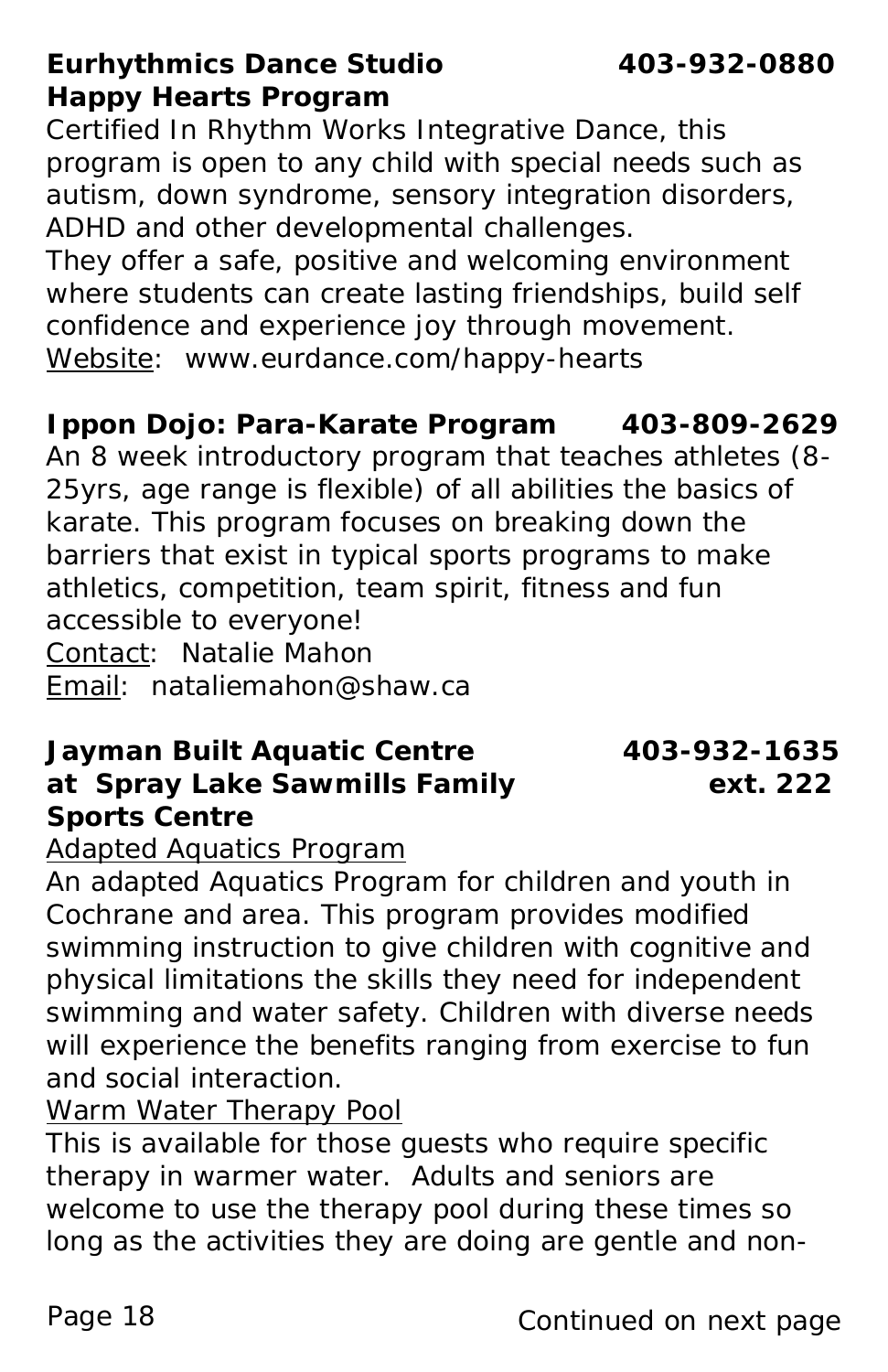**Eurhythmics Dance Studio** **403-932-0880**
**Happy Hearts Program**

Certified In Rhythm Works Integrative Dance, this program is open to any child with special needs such as autism, down syndrome, sensory integration disorders, ADHD and other developmental challenges.
They offer a safe, positive and welcoming environment where students can create lasting friendships, build self confidence and experience joy through movement.
Website: www.eurdance.com/happy-hearts

**Ippon Dojo: Para-Karate Program** **403-809-2629**

An 8 week introductory program that teaches athletes (8-25yrs, age range is flexible) of all abilities the basics of karate. This program focuses on breaking down the barriers that exist in typical sports programs to make athletics, competition, team spirit, fitness and fun accessible to everyone!
Contact: Natalie Mahon
Email: nataliemahon@shaw.ca

**Jayman Built Aquatic Centre at Spray Lake Sawmills Family Sports Centre** **403-932-1635 ext. 222**

Adapted Aquatics Program
An adapted Aquatics Program for children and youth in Cochrane and area. This program provides modified swimming instruction to give children with cognitive and physical limitations the skills they need for independent swimming and water safety. Children with diverse needs will experience the benefits ranging from exercise to fun and social interaction.

Warm Water Therapy Pool
This is available for those guests who require specific therapy in warmer water. Adults and seniors are welcome to use the therapy pool during these times so long as the activities they are doing are gentle and non-

Continued on next page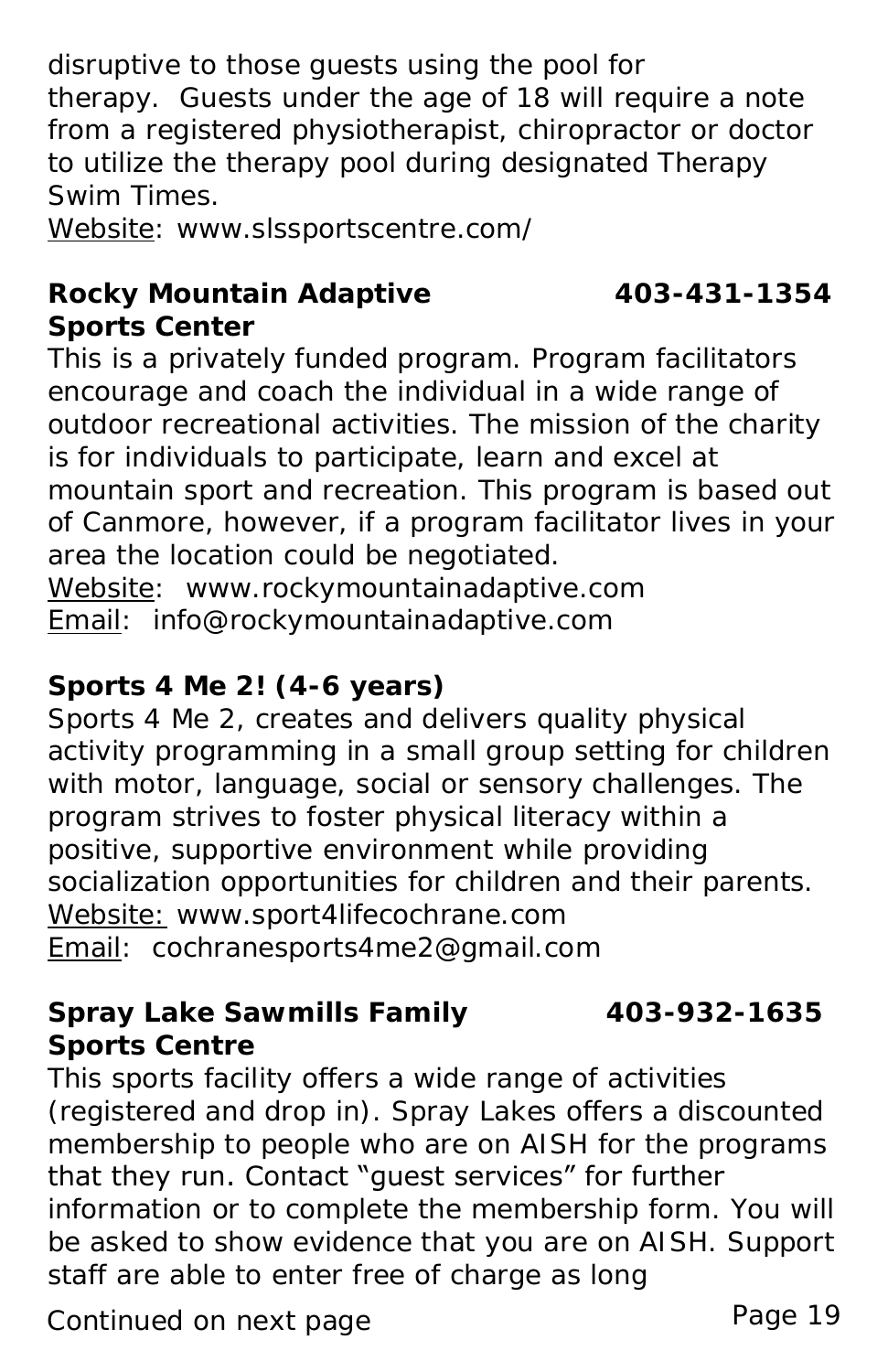disruptive to those guests using the pool for therapy. Guests under the age of 18 will require a note from a registered physiotherapist, chiropractor or doctor to utilize the therapy pool during designated Therapy Swim Times.
Website: www.slssportscentre.com/

**Rocky Mountain Adaptive Sports Center** **403-431-1354**

This is a privately funded program. Program facilitators encourage and coach the individual in a wide range of outdoor recreational activities. The mission of the charity is for individuals to participate, learn and excel at mountain sport and recreation. This program is based out of Canmore, however, if a program facilitator lives in your area the location could be negotiated.
Website: www.rockymountainadaptive.com
Email: info@rockymountainadaptive.com

**Sports 4 Me 2! (4-6 years)**

Sports 4 Me 2, creates and delivers quality physical activity programming in a small group setting for children with motor, language, social or sensory challenges. The program strives to foster physical literacy within a positive, supportive environment while providing socialization opportunities for children and their parents.
Website: www.sport4lifecochrane.com
Email: cochranesports4me2@gmail.com

**Spray Lake Sawmills Family Sports Centre** **403-932-1635**

This sports facility offers a wide range of activities (registered and drop in). Spray Lakes offers a discounted membership to people who are on AISH for the programs that they run. Contact "guest services" for further information or to complete the membership form. You will be asked to show evidence that you are on AISH. Support staff are able to enter free of charge as long

Continued on next page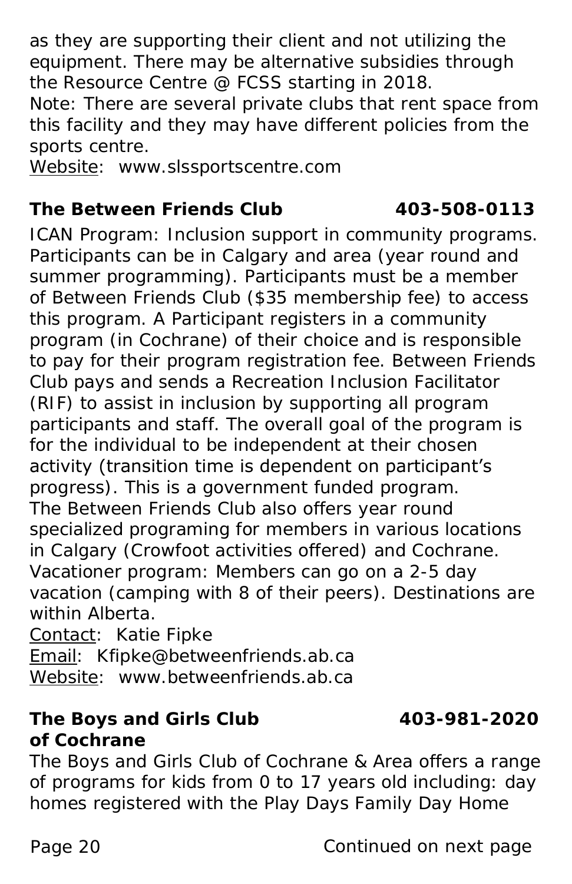as they are supporting their client and not utilizing the equipment. There may be alternative subsidies through the Resource Centre @ FCSS starting in 2018.

Note: There are several private clubs that rent space from this facility and they may have different policies from the sports centre.

Website: www.slssportscentre.com

### The Between Friends Club 403-508-0113

ICAN Program: Inclusion support in community programs. Participants can be in Calgary and area (year round and summer programming). Participants must be a member of Between Friends Club ($35 membership fee) to access this program. A Participant registers in a community program (in Cochrane) of their choice and is responsible to pay for their program registration fee. Between Friends Club pays and sends a Recreation Inclusion Facilitator (RIF) to assist in inclusion by supporting all program participants and staff. The overall goal of the program is for the individual to be independent at their chosen activity (transition time is dependent on participant's progress). This is a government funded program.

The Between Friends Club also offers year round specialized programing for members in various locations in Calgary (Crowfoot activities offered) and Cochrane.

Vacationer program: Members can go on a 2-5 day vacation (camping with 8 of their peers). Destinations are within Alberta.

Contact: Katie Fipke

Email: Kfipke@betweenfriends.ab.ca

Website: www.betweenfriends.ab.ca

### The Boys and Girls Club of Cochrane 403-981-2020

The Boys and Girls Club of Cochrane & Area offers a range of programs for kids from 0 to 17 years old including: day homes registered with the Play Days Family Day Home

Continued on next page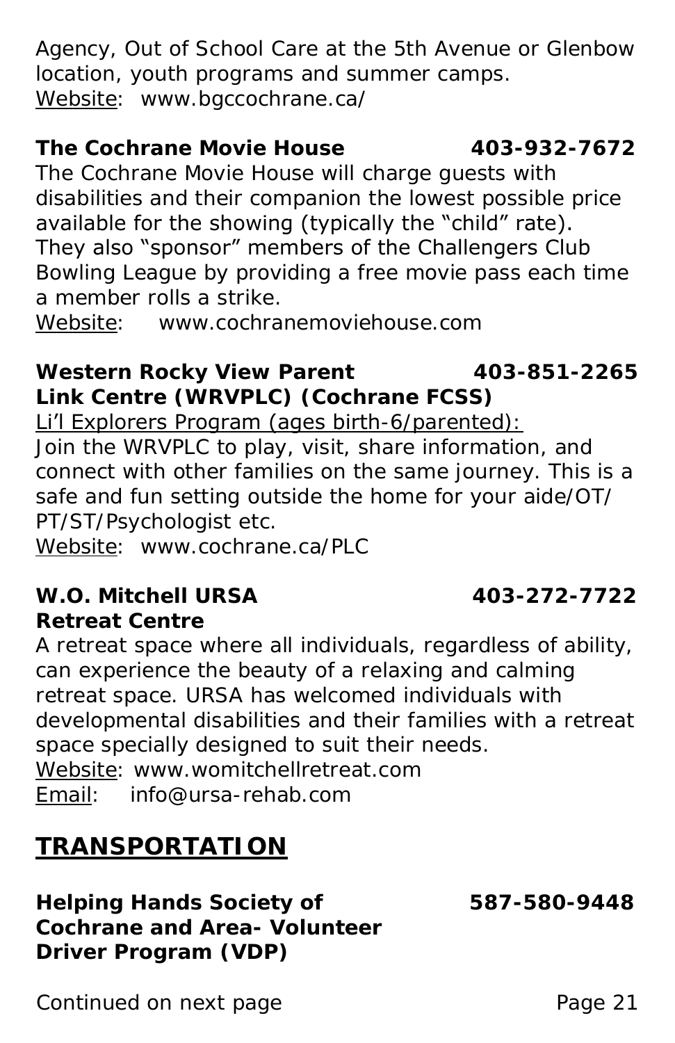Agency, Out of School Care at the 5th Avenue or Glenbow location, youth programs and summer camps.
Website: www.bgccochrane.ca/

**The Cochrane Movie House 403-932-7672**
The Cochrane Movie House will charge guests with disabilities and their companion the lowest possible price available for the showing (typically the "child" rate). They also "sponsor" members of the Challengers Club Bowling League by providing a free movie pass each time a member rolls a strike.
Website: www.cochranemoviehouse.com

**Western Rocky View Parent Link Centre (WRVPLC) (Cochrane FCSS) 403-851-2265**
Li'l Explorers Program (ages birth-6/parented):
Join the WRVPLC to play, visit, share information, and connect with other families on the same journey. This is a safe and fun setting outside the home for your aide/OT/PT/ST/Psychologist etc.
Website: www.cochrane.ca/PLC

**W.O. Mitchell URSA Retreat Centre 403-272-7722**
A retreat space where all individuals, regardless of ability, can experience the beauty of a relaxing and calming retreat space. URSA has welcomed individuals with developmental disabilities and their families with a retreat space specially designed to suit their needs.
Website: www.womitchellretreat.com
Email: info@ursa-rehab.com

## TRANSPORTATION

**Helping Hands Society of Cochrane and Area- Volunteer Driver Program (VDP) 587-580-9448**

Continued on next page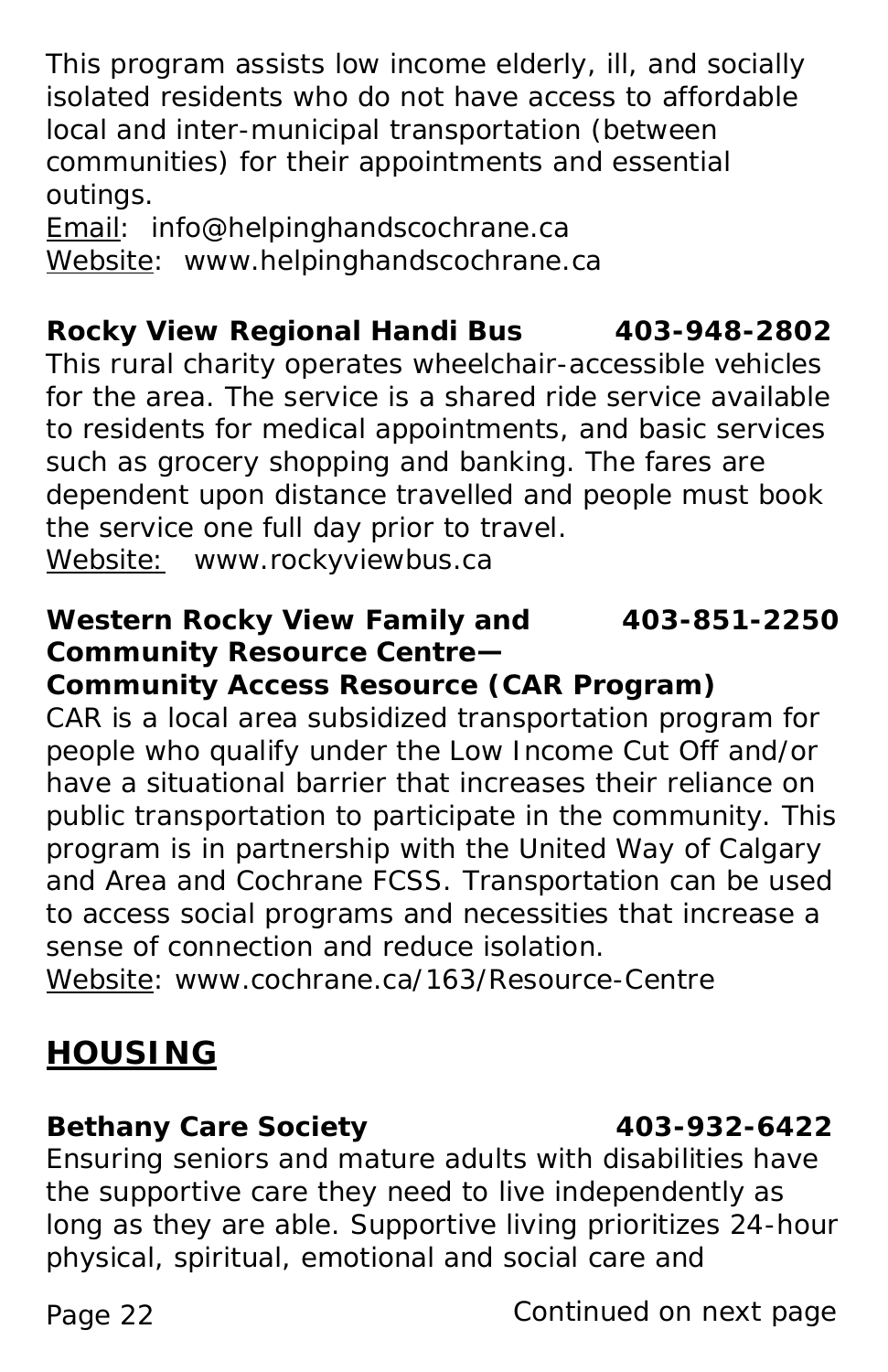This program assists low income elderly, ill, and socially isolated residents who do not have access to affordable local and inter-municipal transportation (between communities) for their appointments and essential outings.
Email: info@helpinghandscochrane.ca
Website: www.helpinghandscochrane.ca

**Rocky View Regional Handi Bus 403-948-2802**
This rural charity operates wheelchair-accessible vehicles for the area. The service is a shared ride service available to residents for medical appointments, and basic services such as grocery shopping and banking. The fares are dependent upon distance travelled and people must book the service one full day prior to travel.
Website: www.rockyviewbus.ca

**Western Rocky View Family and Community Resource Centre— Community Access Resource (CAR Program) 403-851-2250**
CAR is a local area subsidized transportation program for people who qualify under the Low Income Cut Off and/or have a situational barrier that increases their reliance on public transportation to participate in the community. This program is in partnership with the United Way of Calgary and Area and Cochrane FCSS. Transportation can be used to access social programs and necessities that increase a sense of connection and reduce isolation.
Website: www.cochrane.ca/163/Resource-Centre

## HOUSING

**Bethany Care Society 403-932-6422**
Ensuring seniors and mature adults with disabilities have the supportive care they need to live independently as long as they are able. Supportive living prioritizes 24-hour physical, spiritual, emotional and social care and

Continued on next page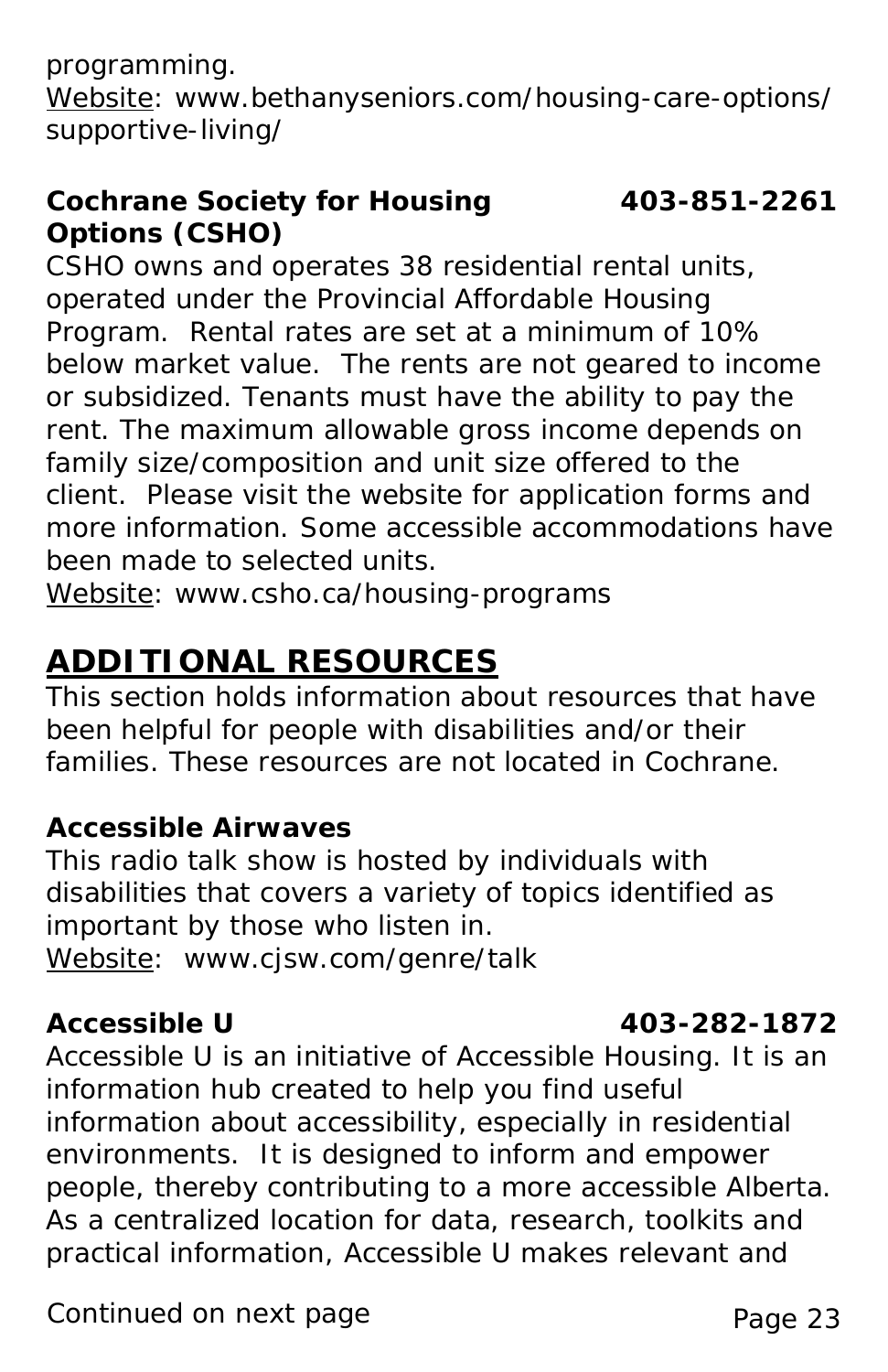programming.
Website: www.bethanyseniors.com/housing-care-options/supportive-living/

**Cochrane Society for Housing Options (CSHO)** **403-851-2261**
CSHO owns and operates 38 residential rental units, operated under the Provincial Affordable Housing Program. Rental rates are set at a minimum of 10% below market value. The rents are not geared to income or subsidized. Tenants must have the ability to pay the rent. The maximum allowable gross income depends on family size/composition and unit size offered to the client. Please visit the website for application forms and more information. Some accessible accommodations have been made to selected units.
Website: www.csho.ca/housing-programs

## ADDITIONAL RESOURCES

This section holds information about resources that have been helpful for people with disabilities and/or their families. These resources are not located in Cochrane.

**Accessible Airwaves**
This radio talk show is hosted by individuals with disabilities that covers a variety of topics identified as important by those who listen in.
Website: www.cjsw.com/genre/talk

**Accessible U** **403-282-1872**
Accessible U is an initiative of Accessible Housing. It is an information hub created to help you find useful information about accessibility, especially in residential environments. It is designed to inform and empower people, thereby contributing to a more accessible Alberta. As a centralized location for data, research, toolkits and practical information, Accessible U makes relevant and

Continued on next page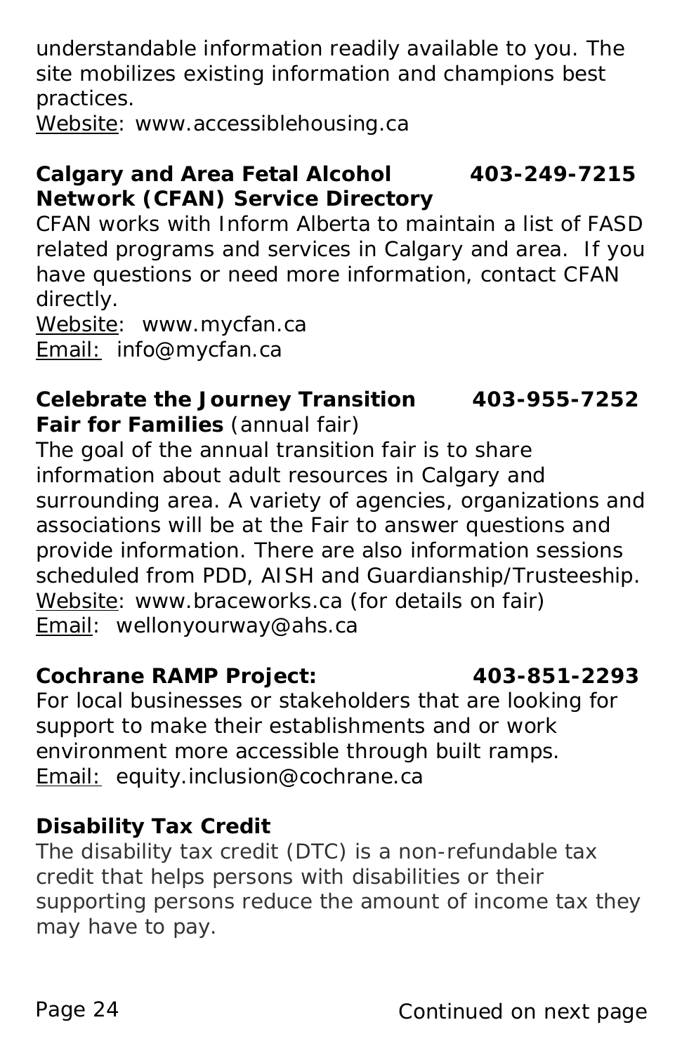understandable information readily available to you. The site mobilizes existing information and champions best practices.
Website: www.accessiblehousing.ca

**Calgary and Area Fetal Alcohol Network (CFAN) Service Directory** **403-249-7215**
CFAN works with Inform Alberta to maintain a list of FASD related programs and services in Calgary and area. If you have questions or need more information, contact CFAN directly.
Website: www.mycfan.ca
Email: info@mycfan.ca

**Celebrate the Journey Transition Fair for Families** (annual fair) **403-955-7252**
The goal of the annual transition fair is to share information about adult resources in Calgary and surrounding area. A variety of agencies, organizations and associations will be at the Fair to answer questions and provide information. There are also information sessions scheduled from PDD, AISH and Guardianship/Trusteeship.
Website: www.braceworks.ca (for details on fair)
Email: wellonyourway@ahs.ca

**Cochrane RAMP Project:** **403-851-2293**
For local businesses or stakeholders that are looking for support to make their establishments and or work environment more accessible through built ramps.
Email: equity.inclusion@cochrane.ca

**Disability Tax Credit**
The disability tax credit (DTC) is a non-refundable tax credit that helps persons with disabilities or their supporting persons reduce the amount of income tax they may have to pay.

Continued on next page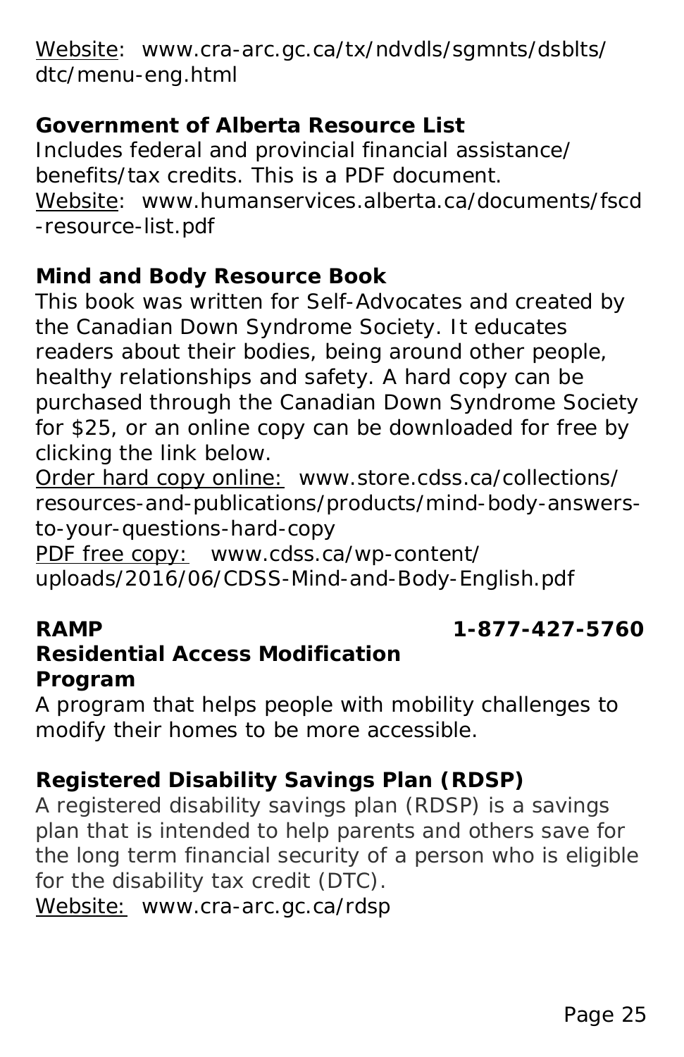Website: www.cra-arc.gc.ca/tx/ndvdls/sgmnts/dsblts/dtc/menu-eng.html

**Government of Alberta Resource List**

Includes federal and provincial financial assistance/benefits/tax credits. This is a PDF document.

Website: www.humanservices.alberta.ca/documents/fscd-resource-list.pdf

**Mind and Body Resource Book**

This book was written for Self-Advocates and created by the Canadian Down Syndrome Society. It educates readers about their bodies, being around other people, healthy relationships and safety. A hard copy can be purchased through the Canadian Down Syndrome Society for $25, or an online copy can be downloaded for free by clicking the link below.

Order hard copy online: www.store.cdss.ca/collections/resources-and-publications/products/mind-body-answers-to-your-questions-hard-copy

PDF free copy: www.cdss.ca/wp-content/uploads/2016/06/CDSS-Mind-and-Body-English.pdf

**RAMP** **1-877-427-5760**

**Residential Access Modification Program**

A program that helps people with mobility challenges to modify their homes to be more accessible.

**Registered Disability Savings Plan (RDSP)**

A registered disability savings plan (RDSP) is a savings plan that is intended to help parents and others save for the long term financial security of a person who is eligible for the disability tax credit (DTC).

Website: www.cra-arc.gc.ca/rdsp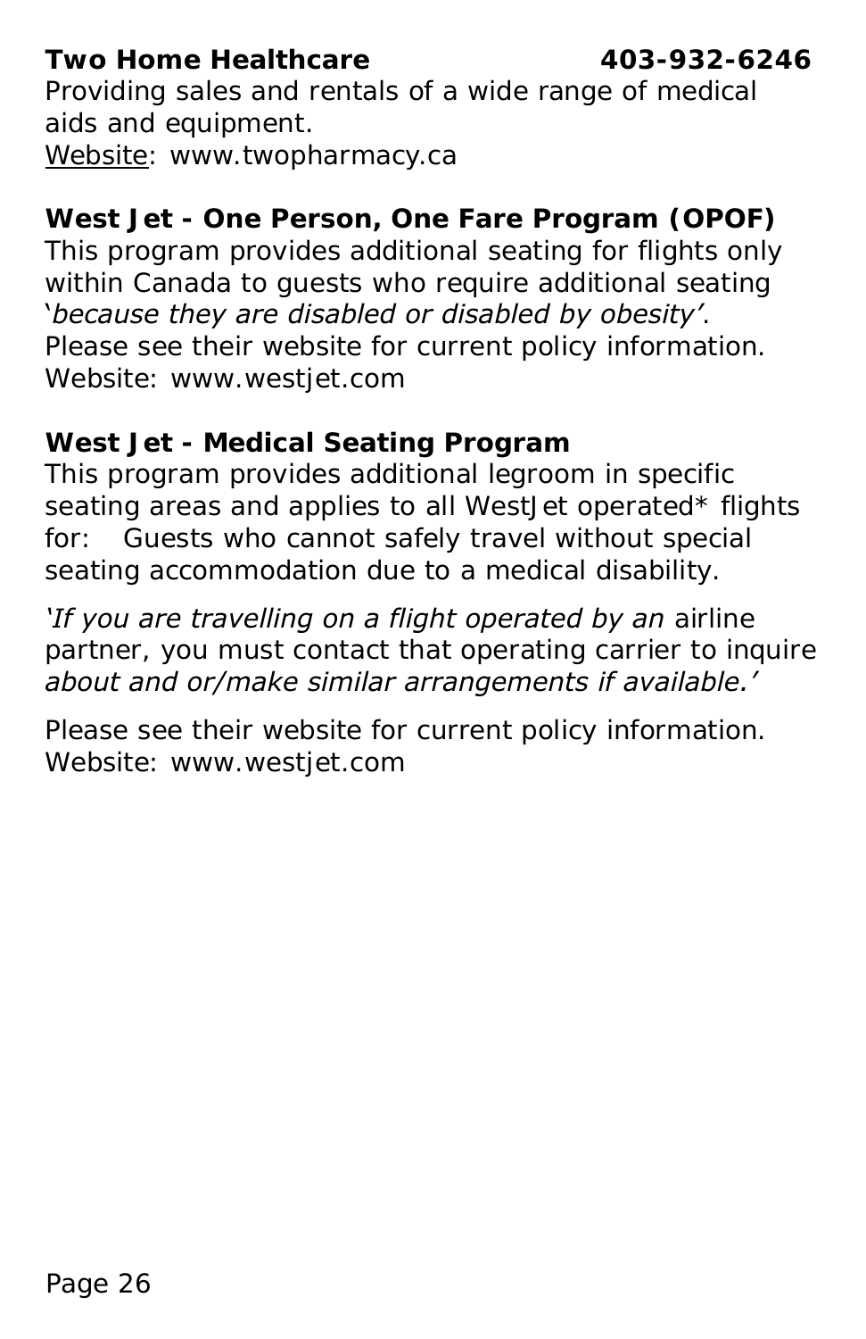**Two Home Healthcare 403-932-6246**

Providing sales and rentals of a wide range of medical aids and equipment.
Website: www.twopharmacy.ca

**West Jet - One Person, One Fare Program (OPOF)**

This program provides additional seating for flights only within Canada to guests who require additional seating '*because they are disabled or disabled by obesity*'. Please see their website for current policy information.
Website: www.westjet.com

**West Jet - Medical Seating Program**

This program provides additional legroom in specific seating areas and applies to all WestJet operated* flights for: Guests who cannot safely travel without special seating accommodation due to a medical disability.

*'If you are travelling on a flight operated by an* airline partner, you must contact that operating carrier to inquire *about and or/make similar arrangements if available.'*

Please see their website for current policy information.
Website: www.westjet.com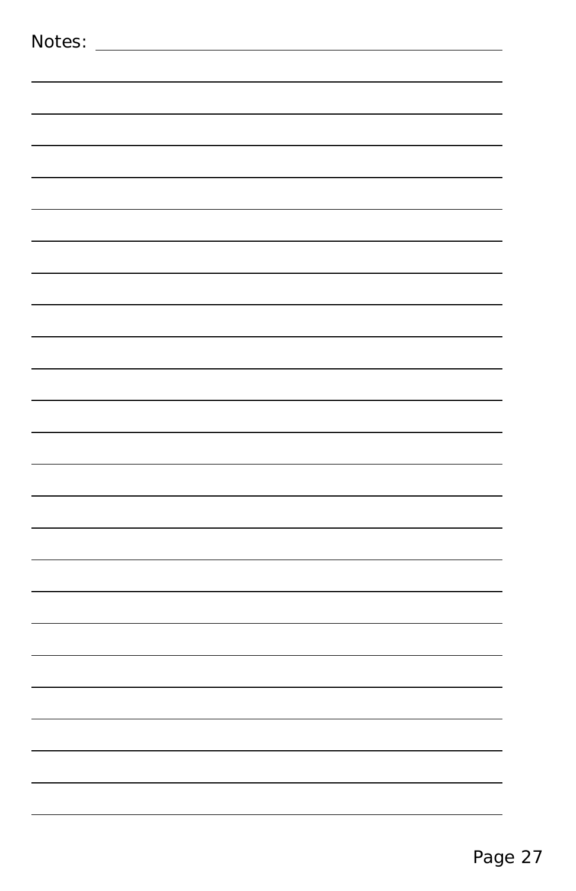Notes: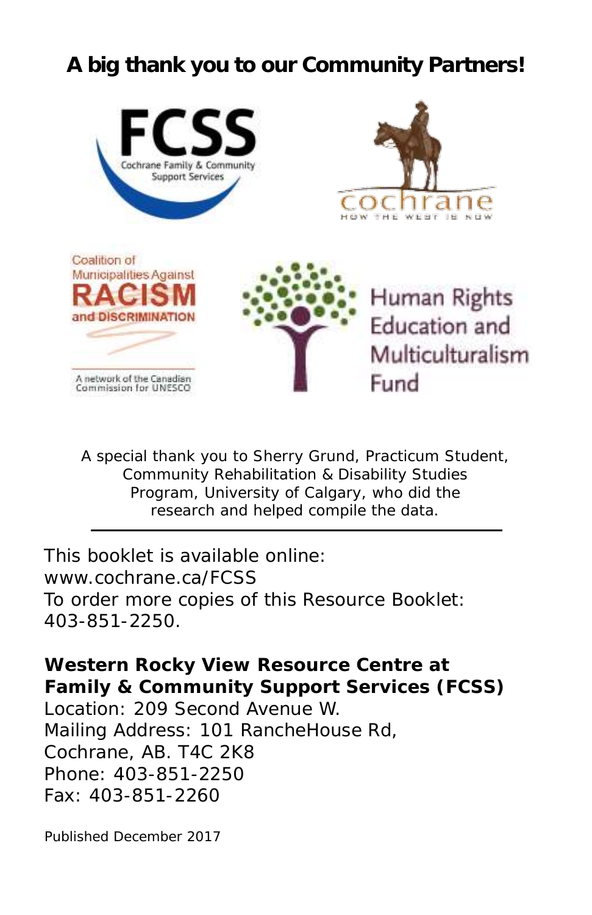## A big thank you to our Community Partners!

FCSS
Cochrane Family & Community Support Services

cochrane
HOW THE WEST IS NOW

Coalition of Municipalities Against RACISM and DISCRIMINATION
A network of the Canadian Commission for UNESCO

Human Rights Education and Multiculturalism Fund

A special thank you to Sherry Grund, Practicum Student, Community Rehabilitation & Disability Studies Program, University of Calgary, who did the research and helped compile the data.

---

This booklet is available online:
www.cochrane.ca/FCSS
To order more copies of this Resource Booklet:
403-851-2250.

**Western Rocky View Resource Centre at Family & Community Support Services (FCSS)**
Location: 209 Second Avenue W.
Mailing Address: 101 RancheHouse Rd,
Cochrane, AB. T4C 2K8
Phone: 403-851-2250
Fax: 403-851-2260

Published December 2017